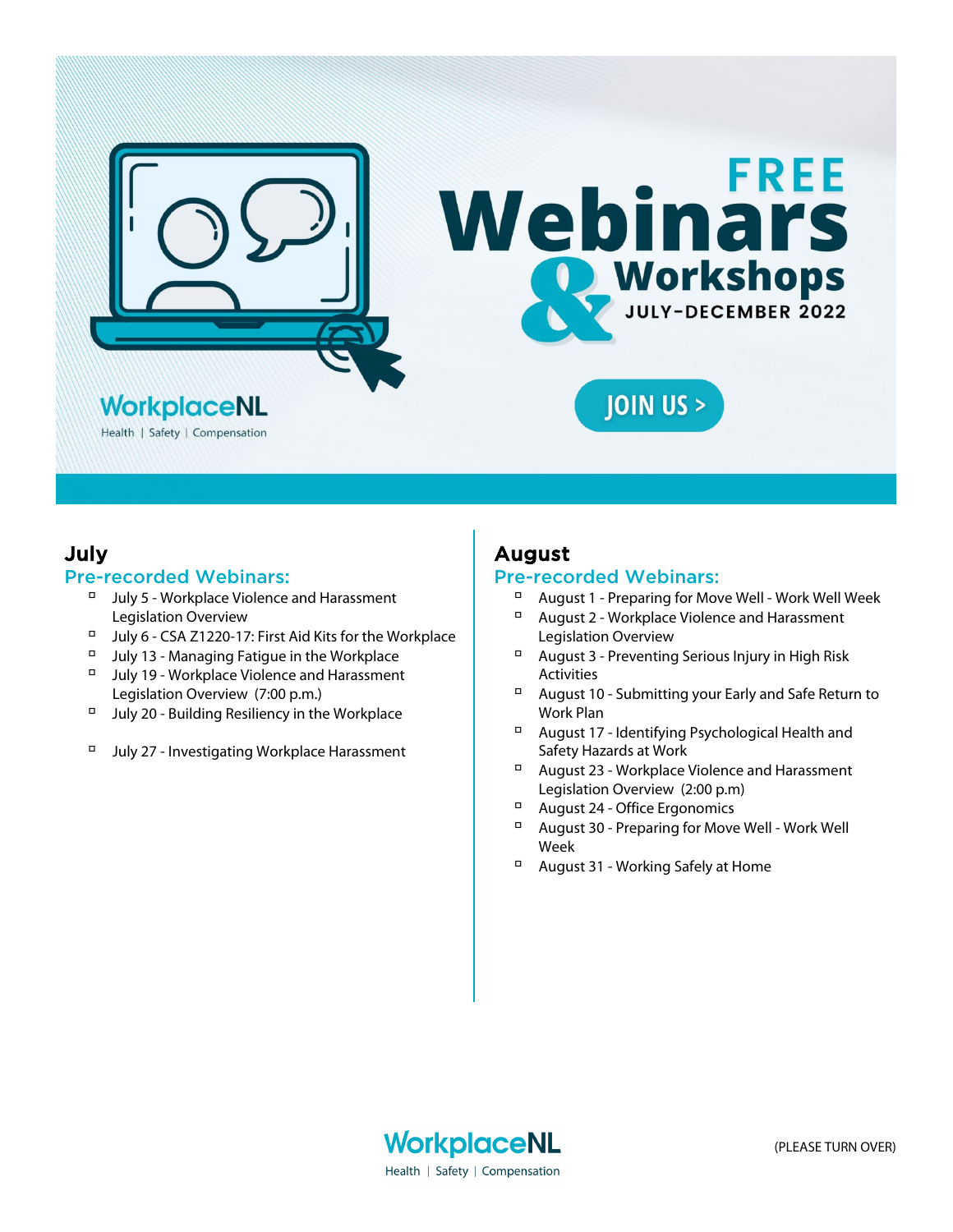# FREE Webinars & Workshops

JULY-DECEMBER 2022

WorkplaceNL

Health | Safety | Compensation

JOIN US >

## July

### Pre-recorded Webinars:

- July 5 - Workplace Violence and Harassment Legislation Overview
- July 6 - CSA Z1220-17: First Aid Kits for the Workplace
- July 13 - Managing Fatigue in the Workplace
- July 19 - Workplace Violence and Harassment Legislation Overview (7:00 p.m.)
- July 20 - Building Resiliency in the Workplace
- July 27 - Investigating Workplace Harassment

## August

### Pre-recorded Webinars:

- August 1 - Preparing for Move Well - Work Well Week
- August 2 - Workplace Violence and Harassment Legislation Overview
- August 3 - Preventing Serious Injury in High Risk Activities
- August 10 - Submitting your Early and Safe Return to Work Plan
- August 17 - Identifying Psychological Health and Safety Hazards at Work
- August 23 - Workplace Violence and Harassment Legislation Overview (2:00 p.m)
- August 24 - Office Ergonomics
- August 30 - Preparing for Move Well - Work Well Week
- August 31 - Working Safely at Home

WorkplaceNL

Health | Safety | Compensation

(PLEASE TURN OVER)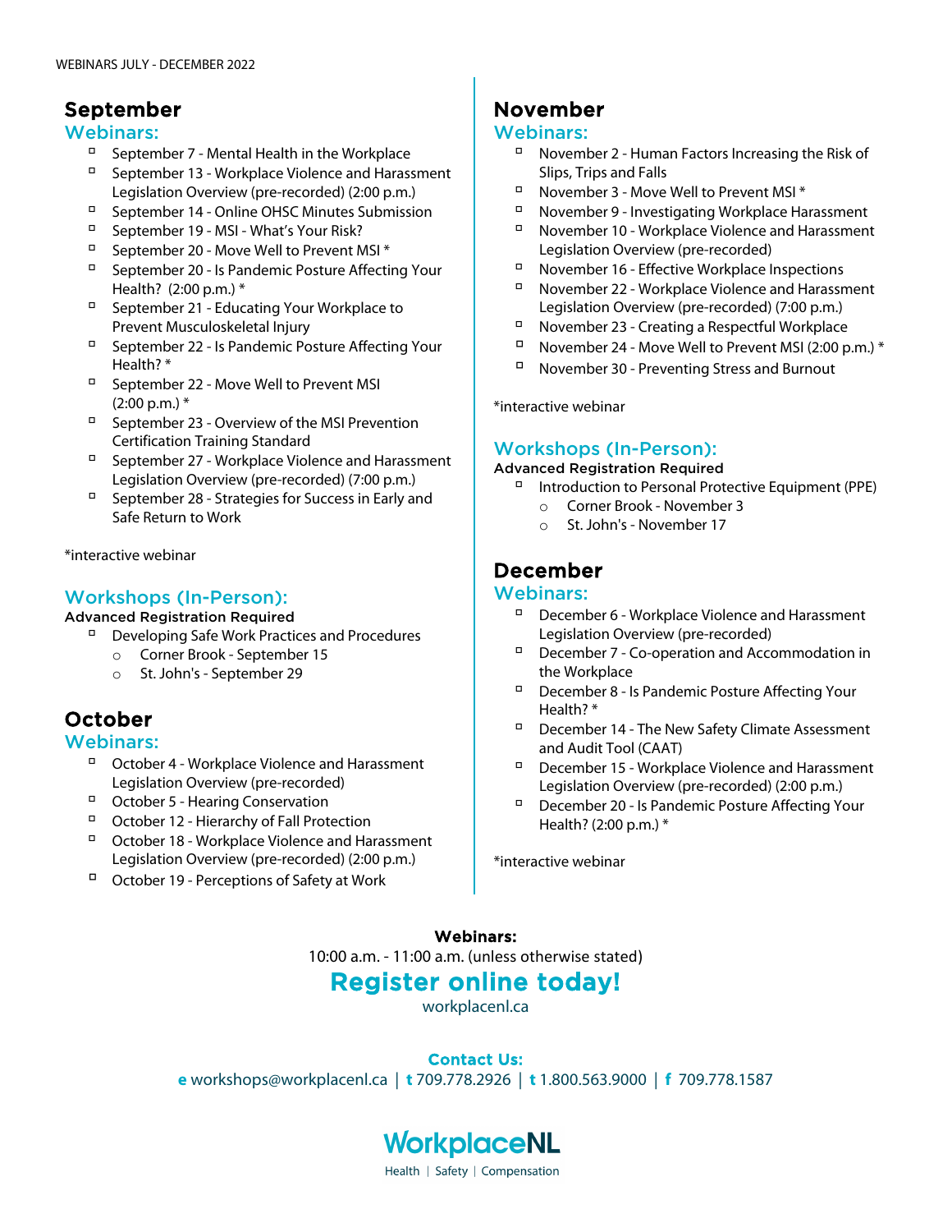WEBINARS JULY - DECEMBER 2022

## September

### Webinars:

- September 7 - Mental Health in the Workplace
- September 13 - Workplace Violence and Harassment Legislation Overview (pre-recorded) (2:00 p.m.)
- September 14 - Online OHSC Minutes Submission
- September 19 - MSI - What's Your Risk?
- September 20 - Move Well to Prevent MSI *
- September 20 - Is Pandemic Posture Affecting Your Health? (2:00 p.m.) *
- September 21 - Educating Your Workplace to Prevent Musculoskeletal Injury
- September 22 - Is Pandemic Posture Affecting Your Health? *
- September 22 - Move Well to Prevent MSI (2:00 p.m.) *
- September 23 - Overview of the MSI Prevention Certification Training Standard
- September 27 - Workplace Violence and Harassment Legislation Overview (pre-recorded) (7:00 p.m.)
- September 28 - Strategies for Success in Early and Safe Return to Work

*interactive webinar

### Workshops (In-Person):

**Advanced Registration Required**

- Developing Safe Work Practices and Procedures
  - Corner Brook - September 15
  - St. John's - September 29

## October

### Webinars:

- October 4 - Workplace Violence and Harassment Legislation Overview (pre-recorded)
- October 5 - Hearing Conservation
- October 12 - Hierarchy of Fall Protection
- October 18 - Workplace Violence and Harassment Legislation Overview (pre-recorded) (2:00 p.m.)
- October 19 - Perceptions of Safety at Work

## November

### Webinars:

- November 2 - Human Factors Increasing the Risk of Slips, Trips and Falls
- November 3 - Move Well to Prevent MSI *
- November 9 - Investigating Workplace Harassment
- November 10 - Workplace Violence and Harassment Legislation Overview (pre-recorded)
- November 16 - Effective Workplace Inspections
- November 22 - Workplace Violence and Harassment Legislation Overview (pre-recorded) (7:00 p.m.)
- November 23 - Creating a Respectful Workplace
- November 24 - Move Well to Prevent MSI (2:00 p.m.) *
- November 30 - Preventing Stress and Burnout

*interactive webinar

### Workshops (In-Person):

**Advanced Registration Required**

- Introduction to Personal Protective Equipment (PPE)
  - Corner Brook - November 3
  - St. John's - November 17

## December

### Webinars:

- December 6 - Workplace Violence and Harassment Legislation Overview (pre-recorded)
- December 7 - Co-operation and Accommodation in the Workplace
- December 8 - Is Pandemic Posture Affecting Your Health? *
- December 14 - The New Safety Climate Assessment and Audit Tool (CAAT)
- December 15 - Workplace Violence and Harassment Legislation Overview (pre-recorded) (2:00 p.m.)
- December 20 - Is Pandemic Posture Affecting Your Health? (2:00 p.m.) *

*interactive webinar

**Webinars:**

10:00 a.m. - 11:00 a.m. (unless otherwise stated)

## Register online today!

workplacenl.ca

**Contact Us:**

**e** workshops@workplacenl.ca | **t** 709.778.2926 | **t** 1.800.563.9000 | **f** 709.778.1587

WorkplaceNL

Health | Safety | Compensation